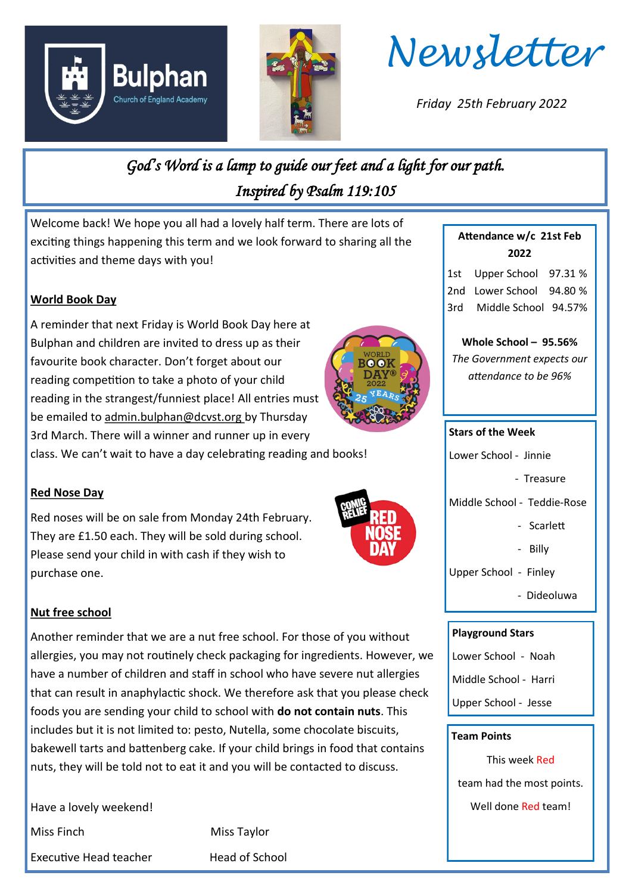# Newsletter

*Friday 25th February 2022*

*God's Word is a lamp to guide our feet and a light for our path.*
*Inspired by Psalm 119:105*

Welcome back! We hope you all had a lovely half term. There are lots of exciting things happening this term and we look forward to sharing all the activities and theme days with you!

## World Book Day

A reminder that next Friday is World Book Day here at Bulphan and children are invited to dress up as their favourite book character. Don't forget about our reading competition to take a photo of your child reading in the strangest/funniest place! All entries must be emailed to admin.bulphan@dcvst.org by Thursday 3rd March. There will a winner and runner up in every class. We can't wait to have a day celebrating reading and books!

## Red Nose Day

Red noses will be on sale from Monday 24th February. They are £1.50 each. They will be sold during school. Please send your child in with cash if they wish to purchase one.

## Nut free school

Another reminder that we are a nut free school. For those of you without allergies, you may not routinely check packaging for ingredients. However, we have a number of children and staff in school who have severe nut allergies that can result in anaphylactic shock. We therefore ask that you please check foods you are sending your child to school with **do not contain nuts**. This includes but it is not limited to: pesto, Nutella, some chocolate biscuits, bakewell tarts and battenberg cake. If your child brings in food that contains nuts, they will be told not to eat it and you will be contacted to discuss.

Have a lovely weekend!

Miss Finch — Executive Head teacher

Miss Taylor — Head of School

---

**Attendance w/c 21st Feb 2022**

| | | |
|---|---|---|
| 1st | Upper School | 97.31 % |
| 2nd | Lower School | 94.80 % |
| 3rd | Middle School | 94.57% |

**Whole School – 95.56%**

*The Government expects our attendance to be 96%*

**Stars of the Week**

Lower School - Jinnie
- Treasure

Middle School - Teddie-Rose
- Scarlett
- Billy

Upper School - Finley
- Dideoluwa

**Playground Stars**

Lower School - Noah

Middle School - Harri

Upper School - Jesse

**Team Points**

This week Red team had the most points.

Well done Red team!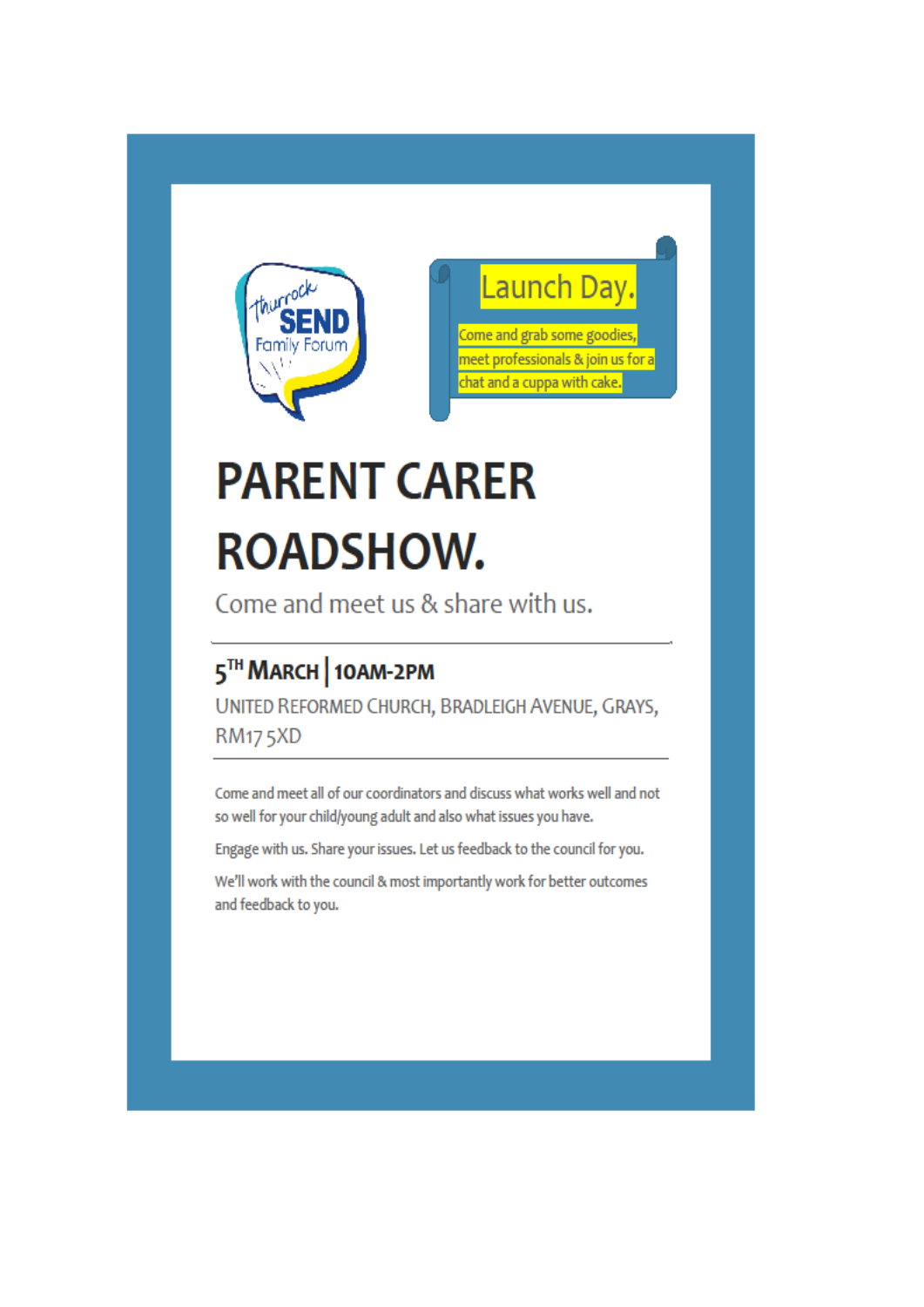Thurrock SEND Family Forum

## Launch Day.

Come and grab some goodies, meet professionals & join us for a chat and a cuppa with cake.

# PARENT CARER ROADSHOW.

Come and meet us & share with us.

---

**5TH MARCH | 10AM-2PM**

UNITED REFORMED CHURCH, BRADLEIGH AVENUE, GRAYS, RM17 5XD

---

Come and meet all of our coordinators and discuss what works well and not so well for your child/young adult and also what issues you have.

Engage with us. Share your issues. Let us feedback to the council for you.

We'll work with the council & most importantly work for better outcomes and feedback to you.